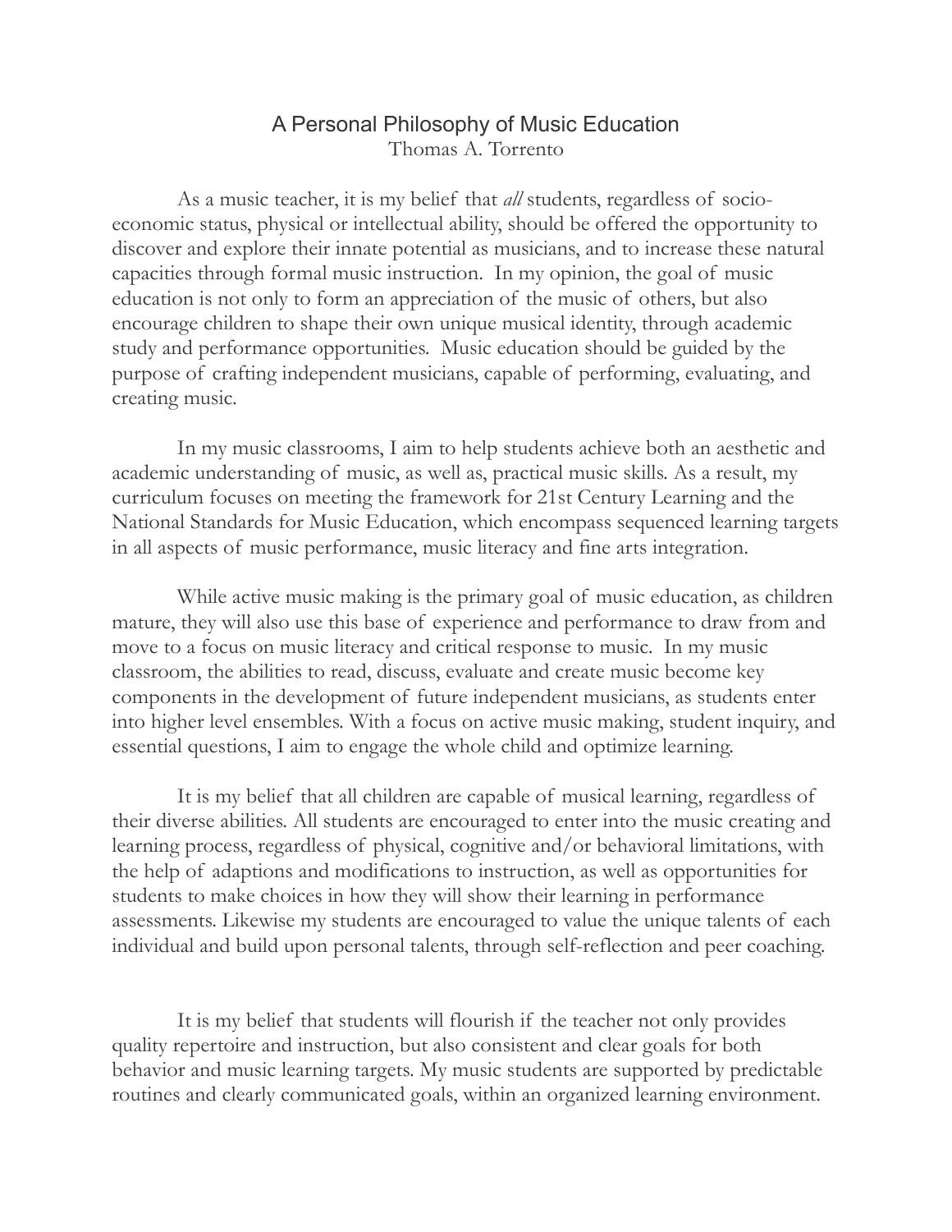# A Personal Philosophy of Music Education

Thomas A. Torrento

As a music teacher, it is my belief that *all* students, regardless of socio-economic status, physical or intellectual ability, should be offered the opportunity to discover and explore their innate potential as musicians, and to increase these natural capacities through formal music instruction. In my opinion, the goal of music education is not only to form an appreciation of the music of others, but also encourage children to shape their own unique musical identity, through academic study and performance opportunities. Music education should be guided by the purpose of crafting independent musicians, capable of performing, evaluating, and creating music.

In my music classrooms, I aim to help students achieve both an aesthetic and academic understanding of music, as well as, practical music skills. As a result, my curriculum focuses on meeting the framework for 21st Century Learning and the National Standards for Music Education, which encompass sequenced learning targets in all aspects of music performance, music literacy and fine arts integration.

While active music making is the primary goal of music education, as children mature, they will also use this base of experience and performance to draw from and move to a focus on music literacy and critical response to music. In my music classroom, the abilities to read, discuss, evaluate and create music become key components in the development of future independent musicians, as students enter into higher level ensembles. With a focus on active music making, student inquiry, and essential questions, I aim to engage the whole child and optimize learning.

It is my belief that all children are capable of musical learning, regardless of their diverse abilities. All students are encouraged to enter into the music creating and learning process, regardless of physical, cognitive and/or behavioral limitations, with the help of adaptions and modifications to instruction, as well as opportunities for students to make choices in how they will show their learning in performance assessments. Likewise my students are encouraged to value the unique talents of each individual and build upon personal talents, through self-reflection and peer coaching.

It is my belief that students will flourish if the teacher not only provides quality repertoire and instruction, but also consistent and clear goals for both behavior and music learning targets. My music students are supported by predictable routines and clearly communicated goals, within an organized learning environment.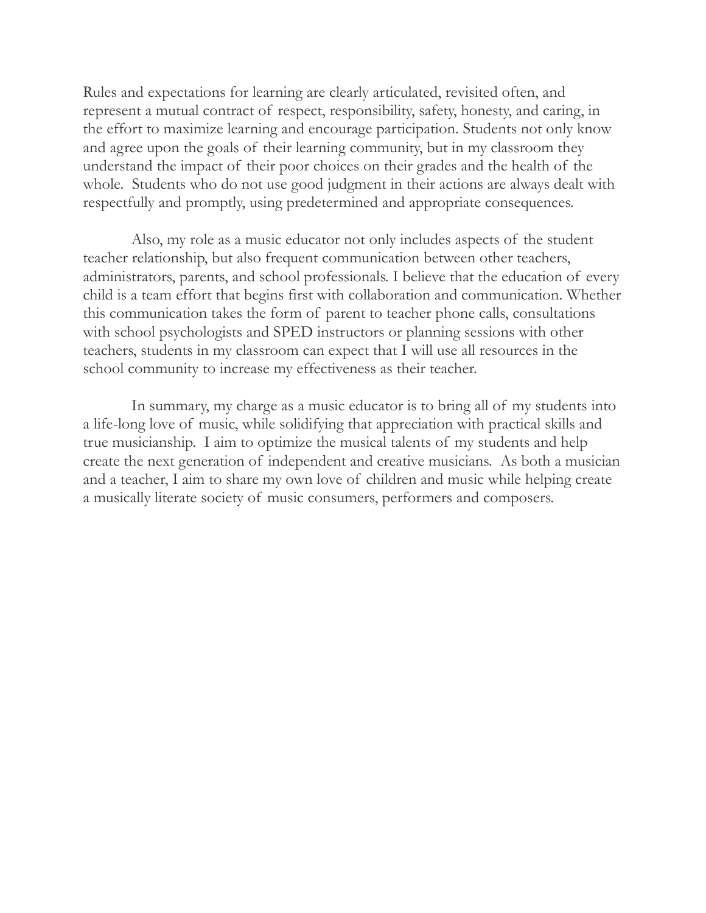Rules and expectations for learning are clearly articulated, revisited often, and represent a mutual contract of respect, responsibility, safety, honesty, and caring, in the effort to maximize learning and encourage participation. Students not only know and agree upon the goals of their learning community, but in my classroom they understand the impact of their poor choices on their grades and the health of the whole. Students who do not use good judgment in their actions are always dealt with respectfully and promptly, using predetermined and appropriate consequences.

Also, my role as a music educator not only includes aspects of the student teacher relationship, but also frequent communication between other teachers, administrators, parents, and school professionals. I believe that the education of every child is a team effort that begins first with collaboration and communication. Whether this communication takes the form of parent to teacher phone calls, consultations with school psychologists and SPED instructors or planning sessions with other teachers, students in my classroom can expect that I will use all resources in the school community to increase my effectiveness as their teacher.

In summary, my charge as a music educator is to bring all of my students into a life-long love of music, while solidifying that appreciation with practical skills and true musicianship. I aim to optimize the musical talents of my students and help create the next generation of independent and creative musicians. As both a musician and a teacher, I aim to share my own love of children and music while helping create a musically literate society of music consumers, performers and composers.